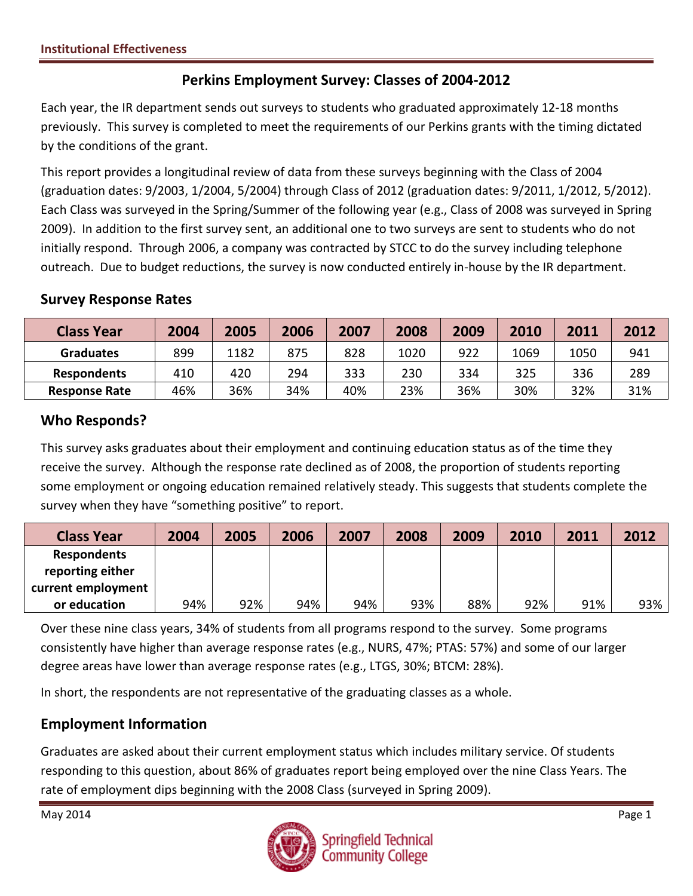# Perkins Employment Survey: Classes of 2004-2012

Each year, the IR department sends out surveys to students who graduated approximately 12-18 months previously. This survey is completed to meet the requirements of our Perkins grants with the timing dictated by the conditions of the grant.

This report provides a longitudinal review of data from these surveys beginning with the Class of 2004 (graduation dates: 9/2003, 1/2004, 5/2004) through Class of 2012 (graduation dates: 9/2011, 1/2012, 5/2012). Each Class was surveyed in the Spring/Summer of the following year (e.g., Class of 2008 was surveyed in Spring 2009). In addition to the first survey sent, an additional one to two surveys are sent to students who do not initially respond. Through 2006, a company was contracted by STCC to do the survey including telephone outreach. Due to budget reductions, the survey is now conducted entirely in-house by the IR department.

## Survey Response Rates

| Class Year | 2004 | 2005 | 2006 | 2007 | 2008 | 2009 | 2010 | 2011 | 2012 |
|---|---|---|---|---|---|---|---|---|---|
| Graduates | 899 | 1182 | 875 | 828 | 1020 | 922 | 1069 | 1050 | 941 |
| Respondents | 410 | 420 | 294 | 333 | 230 | 334 | 325 | 336 | 289 |
| Response Rate | 46% | 36% | 34% | 40% | 23% | 36% | 30% | 32% | 31% |

## Who Responds?

This survey asks graduates about their employment and continuing education status as of the time they receive the survey. Although the response rate declined as of 2008, the proportion of students reporting some employment or ongoing education remained relatively steady. This suggests that students complete the survey when they have "something positive" to report.

| Class Year | 2004 | 2005 | 2006 | 2007 | 2008 | 2009 | 2010 | 2011 | 2012 |
|---|---|---|---|---|---|---|---|---|---|
| Respondents reporting either current employment or education | 94% | 92% | 94% | 94% | 93% | 88% | 92% | 91% | 93% |

Over these nine class years, 34% of students from all programs respond to the survey. Some programs consistently have higher than average response rates (e.g., NURS, 47%; PTAS: 57%) and some of our larger degree areas have lower than average response rates (e.g., LTGS, 30%; BTCM: 28%).

In short, the respondents are not representative of the graduating classes as a whole.

## Employment Information

Graduates are asked about their current employment status which includes military service. Of students responding to this question, about 86% of graduates report being employed over the nine Class Years. The rate of employment dips beginning with the 2008 Class (surveyed in Spring 2009).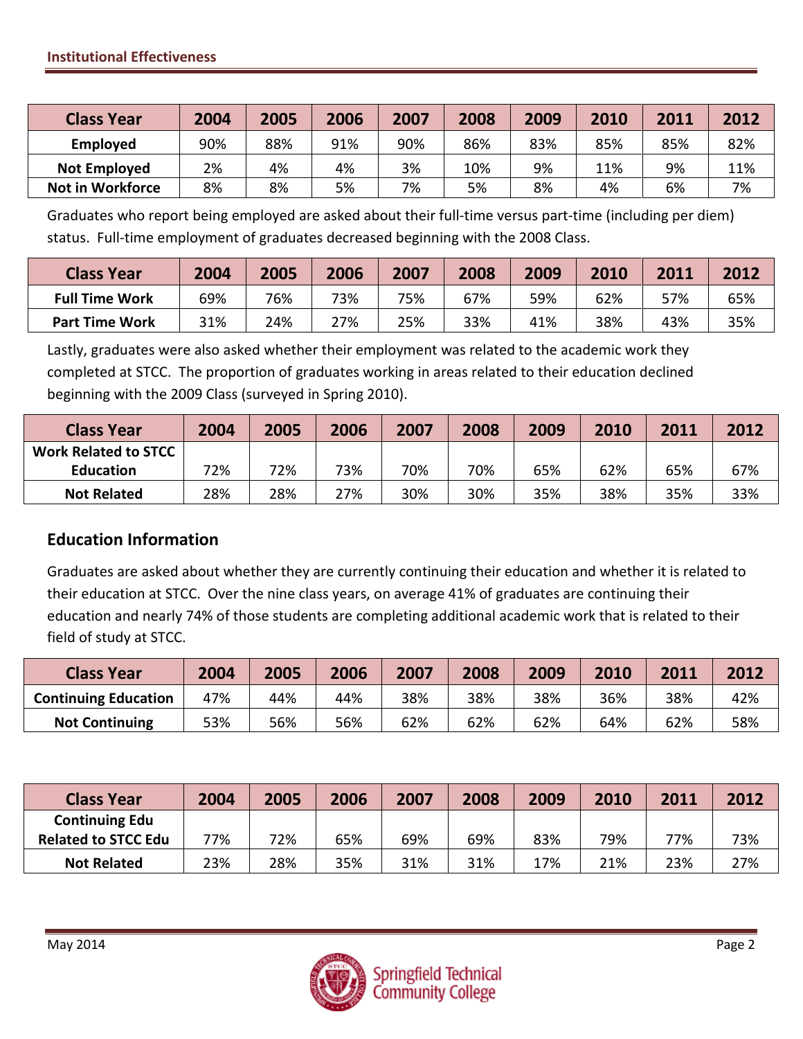| Class Year | 2004 | 2005 | 2006 | 2007 | 2008 | 2009 | 2010 | 2011 | 2012 |
|---|---|---|---|---|---|---|---|---|---|
| Employed | 90% | 88% | 91% | 90% | 86% | 83% | 85% | 85% | 82% |
| Not Employed | 2% | 4% | 4% | 3% | 10% | 9% | 11% | 9% | 11% |
| Not in Workforce | 8% | 8% | 5% | 7% | 5% | 8% | 4% | 6% | 7% |

Graduates who report being employed are asked about their full-time versus part-time (including per diem) status. Full-time employment of graduates decreased beginning with the 2008 Class.

| Class Year | 2004 | 2005 | 2006 | 2007 | 2008 | 2009 | 2010 | 2011 | 2012 |
|---|---|---|---|---|---|---|---|---|---|
| Full Time Work | 69% | 76% | 73% | 75% | 67% | 59% | 62% | 57% | 65% |
| Part Time Work | 31% | 24% | 27% | 25% | 33% | 41% | 38% | 43% | 35% |

Lastly, graduates were also asked whether their employment was related to the academic work they completed at STCC. The proportion of graduates working in areas related to their education declined beginning with the 2009 Class (surveyed in Spring 2010).

| Class Year | 2004 | 2005 | 2006 | 2007 | 2008 | 2009 | 2010 | 2011 | 2012 |
|---|---|---|---|---|---|---|---|---|---|
| Work Related to STCC Education | 72% | 72% | 73% | 70% | 70% | 65% | 62% | 65% | 67% |
| Not Related | 28% | 28% | 27% | 30% | 30% | 35% | 38% | 35% | 33% |

## Education Information

Graduates are asked about whether they are currently continuing their education and whether it is related to their education at STCC. Over the nine class years, on average 41% of graduates are continuing their education and nearly 74% of those students are completing additional academic work that is related to their field of study at STCC.

| Class Year | 2004 | 2005 | 2006 | 2007 | 2008 | 2009 | 2010 | 2011 | 2012 |
|---|---|---|---|---|---|---|---|---|---|
| Continuing Education | 47% | 44% | 44% | 38% | 38% | 38% | 36% | 38% | 42% |
| Not Continuing | 53% | 56% | 56% | 62% | 62% | 62% | 64% | 62% | 58% |

| Class Year | 2004 | 2005 | 2006 | 2007 | 2008 | 2009 | 2010 | 2011 | 2012 |
|---|---|---|---|---|---|---|---|---|---|
| Continuing Edu Related to STCC Edu | 77% | 72% | 65% | 69% | 69% | 83% | 79% | 77% | 73% |
| Not Related | 23% | 28% | 35% | 31% | 31% | 17% | 21% | 23% | 27% |